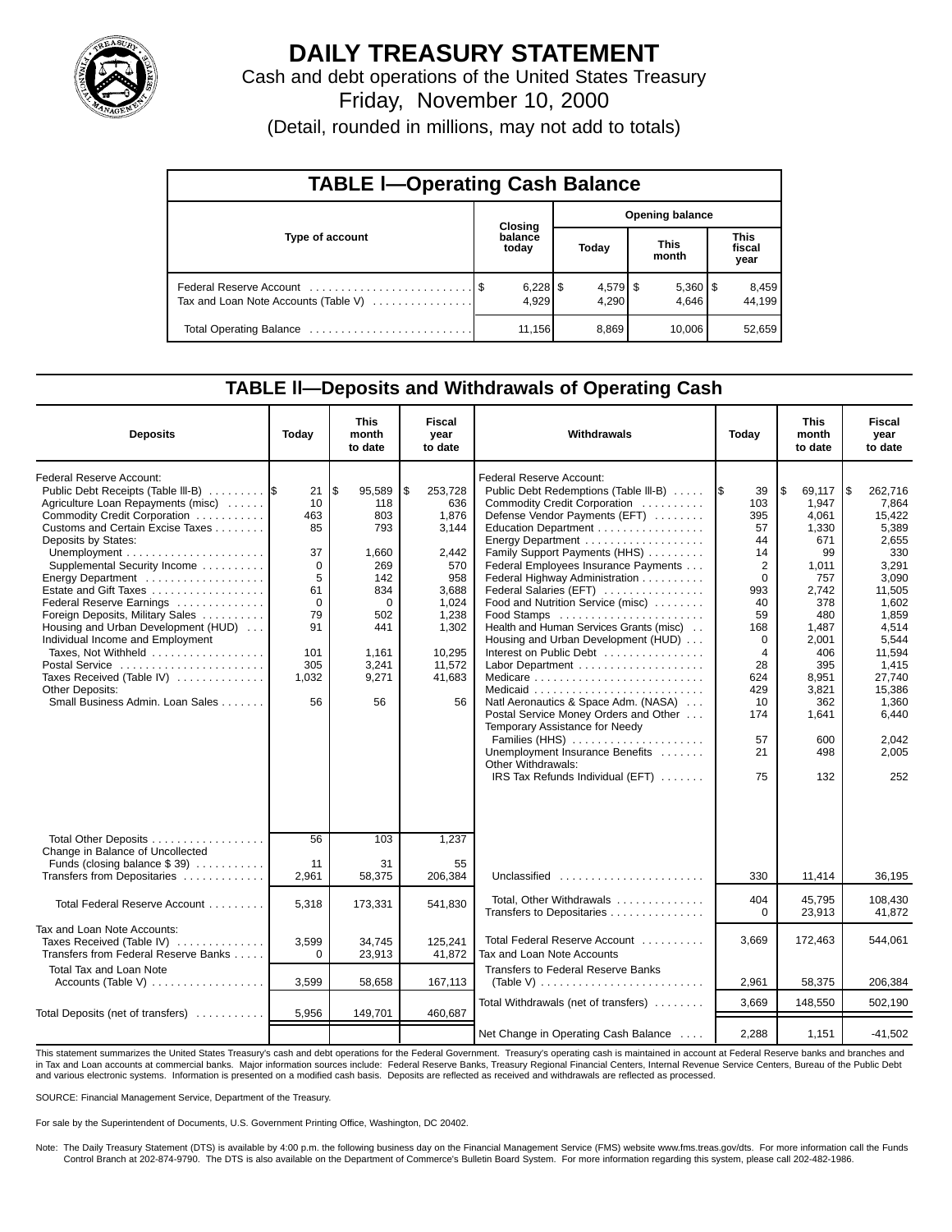# DAILY TREASURY STATEMENT

Cash and debt operations of the United States Treasury

Friday, November 10, 2000

(Detail, rounded in millions, may not add to totals)

## TABLE I—Operating Cash Balance

| Type of account | Closing balance today | Opening balance Today | Opening balance This month | Opening balance This fiscal year |
|---|---|---|---|---|
| Federal Reserve Account | $ 6,228 | $ 4,579 | $ 5,360 | $ 8,459 |
| Tax and Loan Note Accounts (Table V) | 4,929 | 4,290 | 4,646 | 44,199 |
| Total Operating Balance | 11,156 | 8,869 | 10,006 | 52,659 |

## TABLE II—Deposits and Withdrawals of Operating Cash

| Deposits | Today | This month to date | Fiscal year to date | Withdrawals | Today | This month to date | Fiscal year to date |
|---|---|---|---|---|---|---|---|
| Federal Reserve Account: | | | | Federal Reserve Account: | | | |
| Public Debt Receipts (Table III-B) | $ 21 | $ 95,589 | $ 253,728 | Public Debt Redemptions (Table III-B) | $ 39 | $ 69,117 | $ 262,716 |
| Agriculture Loan Repayments (misc) | 10 | 118 | 636 | Commodity Credit Corporation | 103 | 1,947 | 7,864 |
| Commodity Credit Corporation | 463 | 803 | 1,876 | Defense Vendor Payments (EFT) | 395 | 4,061 | 15,422 |
| Customs and Certain Excise Taxes | 85 | 793 | 3,144 | Education Department | 57 | 1,330 | 5,389 |
| Deposits by States: | | | | Energy Department | 44 | 671 | 2,655 |
| Unemployment | 37 | 1,660 | 2,442 | Family Support Payments (HHS) | 14 | 99 | 330 |
| Supplemental Security Income | 0 | 269 | 570 | Federal Employees Insurance Payments | 2 | 1,011 | 3,291 |
| Energy Department | 5 | 142 | 958 | Federal Highway Administration | 0 | 757 | 3,090 |
| Estate and Gift Taxes | 61 | 834 | 3,688 | Federal Salaries (EFT) | 993 | 2,742 | 11,505 |
| Federal Reserve Earnings | 0 | 0 | 1,024 | Food and Nutrition Service (misc) | 40 | 378 | 1,602 |
| Foreign Deposits, Military Sales | 79 | 502 | 1,238 | Food Stamps | 59 | 480 | 1,859 |
| Housing and Urban Development (HUD) | 91 | 441 | 1,302 | Health and Human Services Grants (misc) | 168 | 1,487 | 4,514 |
| Individual Income and Employment | | | | Housing and Urban Development (HUD) | 0 | 2,001 | 5,544 |
| Taxes, Not Withheld | 101 | 1,161 | 10,295 | Interest on Public Debt | 4 | 406 | 11,594 |
| Postal Service | 305 | 3,241 | 11,572 | Labor Department | 28 | 395 | 1,415 |
| Taxes Received (Table IV) | 1,032 | 9,271 | 41,683 | Medicare | 624 | 8,951 | 27,740 |
| Other Deposits: | | | | Medicaid | 429 | 3,821 | 15,386 |
| Small Business Admin. Loan Sales | 56 | 56 | 56 | Natl Aeronautics & Space Adm. (NASA) | 10 | 362 | 1,360 |
| | | | | Postal Service Money Orders and Other | 174 | 1,641 | 6,440 |
| | | | | Temporary Assistance for Needy Families (HHS) | 57 | 600 | 2,042 |
| | | | | Unemployment Insurance Benefits | 21 | 498 | 2,005 |
| | | | | Other Withdrawals: | | | |
| | | | | IRS Tax Refunds Individual (EFT) | 75 | 132 | 252 |
| Total Other Deposits | 56 | 103 | 1,237 | | | | |
| Change in Balance of Uncollected Funds (closing balance $ 39) | 11 | 31 | 55 | | | | |
| Transfers from Depositaries | 2,961 | 58,375 | 206,384 | Unclassified | 330 | 11,414 | 36,195 |
| Total Federal Reserve Account | 5,318 | 173,331 | 541,830 | Total, Other Withdrawals | 404 | 45,795 | 108,430 |
| | | | | Transfers to Depositaries | 0 | 23,913 | 41,872 |
| Tax and Loan Note Accounts: | | | | Total Federal Reserve Account | 3,669 | 172,463 | 544,061 |
| Taxes Received (Table IV) | 3,599 | 34,745 | 125,241 | Tax and Loan Note Accounts | | | |
| Transfers from Federal Reserve Banks | 0 | 23,913 | 41,872 | Transfers to Federal Reserve Banks (Table V) | 2,961 | 58,375 | 206,384 |
| Total Tax and Loan Note Accounts (Table V) | 3,599 | 58,658 | 167,113 | | | | |
| Total Deposits (net of transfers) | 5,956 | 149,701 | 460,687 | Total Withdrawals (net of transfers) | 3,669 | 148,550 | 502,190 |
| | | | | Net Change in Operating Cash Balance | 2,288 | 1,151 | -41,502 |

This statement summarizes the United States Treasury's cash and debt operations for the Federal Government. Treasury's operating cash is maintained in account at Federal Reserve banks and branches and in Tax and Loan accounts at commercial banks. Major information sources include: Federal Reserve Banks, Treasury Regional Financial Centers, Internal Revenue Service Centers, Bureau of the Public Debt and various electronic systems. Information is presented on a modified cash basis. Deposits are reflected as received and withdrawals are reflected as processed.

SOURCE: Financial Management Service, Department of the Treasury.

For sale by the Superintendent of Documents, U.S. Government Printing Office, Washington, DC 20402.

Note: The Daily Treasury Statement (DTS) is available by 4:00 p.m. the following business day on the Financial Management Service (FMS) website www.fms.treas.gov/dts. For more information call the Funds Control Branch at 202-874-9790. The DTS is also available on the Department of Commerce's Bulletin Board System. For more information regarding this system, please call 202-482-1986.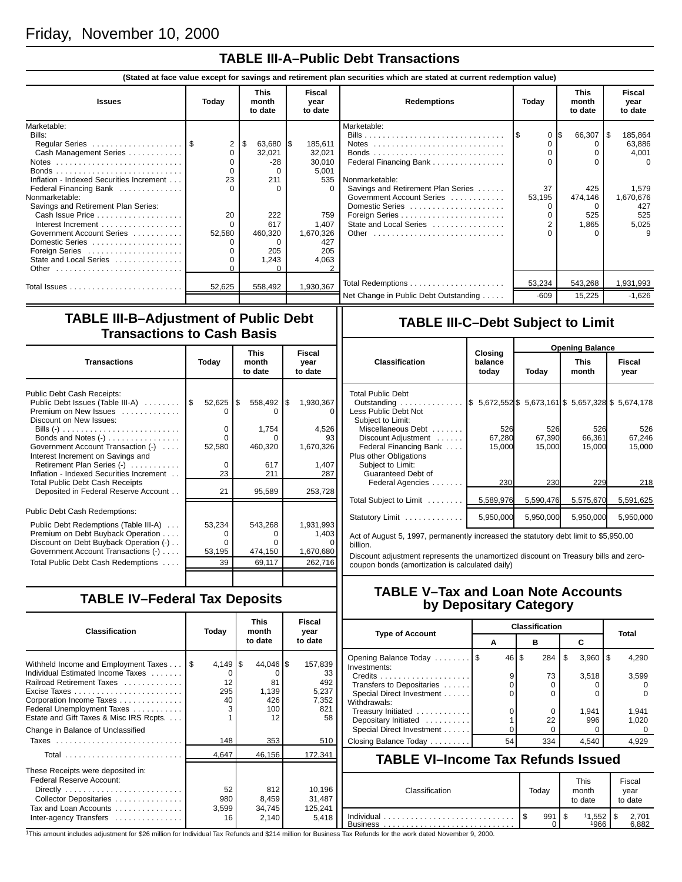Friday, November 10, 2000

# TABLE III-A–Public Debt Transactions

(Stated at face value except for savings and retirement plan securities which are stated at current redemption value)

| Issues | Today | This month to date | Fiscal year to date |
|---|---|---|---|
| Marketable: | | | |
| Bills: | | | |
| Regular Series | $ 2 | $ 63,680 | $ 185,611 |
| Cash Management Series | 0 | 32,021 | 32,021 |
| Notes | 0 | -28 | 30,010 |
| Bonds | 0 | 0 | 5,001 |
| Inflation - Indexed Securities Increment | 23 | 211 | 535 |
| Federal Financing Bank | 0 | 0 | 0 |
| Nonmarketable: | | | |
| Savings and Retirement Plan Series: | | | |
| Cash Issue Price | 20 | 222 | 759 |
| Interest Increment | 0 | 617 | 1,407 |
| Government Account Series | 52,580 | 460,320 | 1,670,326 |
| Domestic Series | 0 | 0 | 427 |
| Foreign Series | 0 | 205 | 205 |
| State and Local Series | 0 | 1,243 | 4,063 |
| Other | 0 | 0 | 2 |
| Total Issues | 52,625 | 558,492 | 1,930,367 |

| Redemptions | Today | This month to date | Fiscal year to date |
|---|---|---|---|
| Marketable: | | | |
| Bills | $ 0 | $ 66,307 | $ 185,864 |
| Notes | 0 | 0 | 63,886 |
| Bonds | 0 | 0 | 4,001 |
| Federal Financing Bank | 0 | 0 | 0 |
| Nonmarketable: | | | |
| Savings and Retirement Plan Series | 37 | 425 | 1,579 |
| Government Account Series | 53,195 | 474,146 | 1,670,676 |
| Domestic Series | 0 | 0 | 427 |
| Foreign Series | 0 | 525 | 525 |
| State and Local Series | 2 | 1,865 | 5,025 |
| Other | 0 | 0 | 9 |
| Total Redemptions | 53,234 | 543,268 | 1,931,993 |
| Net Change in Public Debt Outstanding | -609 | 15,225 | -1,626 |

# TABLE III-B–Adjustment of Public Debt Transactions to Cash Basis

| Transactions | Today | This month to date | Fiscal year to date |
|---|---|---|---|
| Public Debt Cash Receipts: | | | |
| Public Debt Issues (Table III-A) | $ 52,625 | $ 558,492 | $ 1,930,367 |
| Premium on New Issues | 0 | 0 | 0 |
| Discount on New Issues: | | | |
| Bills (-) | 0 | 1,754 | 4,526 |
| Bonds and Notes (-) | 0 | 0 | 93 |
| Government Account Transaction (-) | 52,580 | 460,320 | 1,670,326 |
| Interest Increment on Savings and Retirement Plan Series (-) | 0 | 617 | 1,407 |
| Inflation - Indexed Securities Increment | 23 | 211 | 287 |
| Total Public Debt Cash Receipts Deposited in Federal Reserve Account | 21 | 95,589 | 253,728 |
| Public Debt Cash Redemptions: | | | |
| Public Debt Redemptions (Table III-A) | 53,234 | 543,268 | 1,931,993 |
| Premium on Debt Buyback Operation | 0 | 0 | 1,403 |
| Discount on Debt Buyback Operation (-) | 0 | 0 | 0 |
| Government Account Transactions (-) | 53,195 | 474,150 | 1,670,680 |
| Total Public Debt Cash Redemptions | 39 | 69,117 | 262,716 |

# TABLE III-C–Debt Subject to Limit

| Classification | Closing balance today | Opening Balance | | |
|---|---|---|---|---|
| | | Today | This month | Fiscal year |
| Total Public Debt Outstanding | $ 5,672,552 | $ 5,673,161 | $ 5,657,328 | $ 5,674,178 |
| Less Public Debt Not Subject to Limit: | | | | |
| Miscellaneous Debt | 526 | 526 | 526 | 526 |
| Discount Adjustment | 67,280 | 67,390 | 66,361 | 67,246 |
| Federal Financing Bank | 15,000 | 15,000 | 15,000 | 15,000 |
| Plus other Obligations Subject to Limit: | | | | |
| Guaranteed Debt of Federal Agencies | 230 | 230 | 229 | 218 |
| Total Subject to Limit | 5,589,976 | 5,590,476 | 5,575,670 | 5,591,625 |
| Statutory Limit | 5,950,000 | 5,950,000 | 5,950,000 | 5,950,000 |

Act of August 5, 1997, permanently increased the statutory debt limit to $5,950.00 billion.

Discount adjustment represents the unamortized discount on Treasury bills and zero-coupon bonds (amortization is calculated daily)

# TABLE IV–Federal Tax Deposits

| Classification | Today | This month to date | Fiscal year to date |
|---|---|---|---|
| Withheld Income and Employment Taxes | $ 4,149 | $ 44,046 | $ 157,839 |
| Individual Estimated Income Taxes | 0 | 0 | 33 |
| Railroad Retirement Taxes | 12 | 81 | 492 |
| Excise Taxes | 295 | 1,139 | 5,237 |
| Corporation Income Taxes | 40 | 426 | 7,352 |
| Federal Unemployment Taxes | 3 | 100 | 821 |
| Estate and Gift Taxes & Misc IRS Rcpts. | 1 | 12 | 58 |
| Change in Balance of Unclassified Taxes | 148 | 353 | 510 |
| Total | 4,647 | 46,156 | 172,341 |
| These Receipts were deposited in: | | | |
| Federal Reserve Account: | | | |
| Directly | 52 | 812 | 10,196 |
| Collector Depositaries | 980 | 8,459 | 31,487 |
| Tax and Loan Accounts | 3,599 | 34,745 | 125,241 |
| Inter-agency Transfers | 16 | 2,140 | 5,418 |

# TABLE V–Tax and Loan Note Accounts by Depositary Category

| Type of Account | Classification | | | Total |
|---|---|---|---|---|
| | A | B | C | |
| Opening Balance Today | $ 46 | $ 284 | $ 3,960 | $ 4,290 |
| Investments: | | | | |
| Credits | 9 | 73 | 3,518 | 3,599 |
| Transfers to Depositaries | 0 | 0 | 0 | 0 |
| Special Direct Investment | 0 | 0 | 0 | 0 |
| Withdrawals: | | | | |
| Treasury Initiated | 0 | 0 | 1,941 | 1,941 |
| Depositary Initiated | 1 | 22 | 996 | 1,020 |
| Special Direct Investment | 0 | 0 | 0 | 0 |
| Closing Balance Today | 54 | 334 | 4,540 | 4,929 |

# TABLE VI–Income Tax Refunds Issued

| Classification | Today | This month to date | Fiscal year to date |
|---|---|---|---|
| Individual | $ 991 | $ [1]1,552 | $ 2,701 |
| Business | 0 | [1]966 | 6,882 |

[1]This amount includes adjustment for $26 million for Individual Tax Refunds and $214 million for Business Tax Refunds for the work dated November 9, 2000.